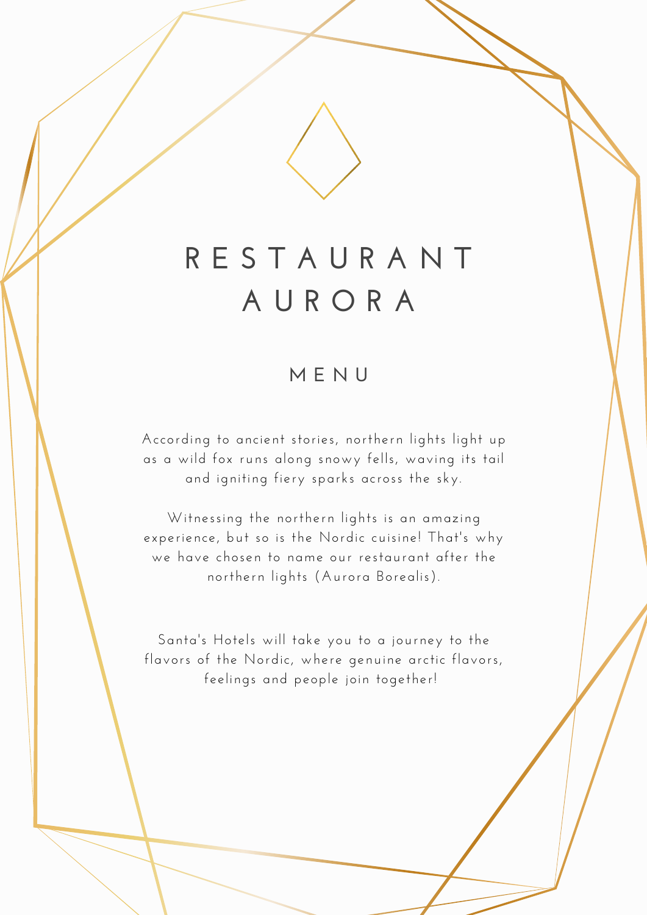# RESTAURANT AURORA

## MENU

According to ancient stories, northern lights light up as a wild fox runs along snowy fells, waving its tail and igniting fiery sparks across the sky.

Witnessing the northern lights is an amazing experience, but so is the Nordic cuisine! That's why we have chosen to name our restaurant after the northern lights (Aurora Borealis).

Santa's Hotels will take you to a journey to the flavors of the Nordic, where genuine arctic flavors, feelings and people join together!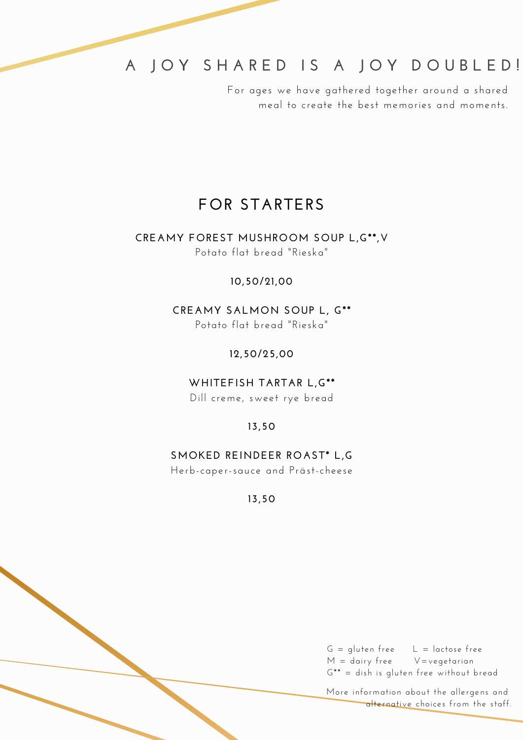# A JOY SHARED IS A JOY DOUBLED!

For ages we have gathered together around a shared meal to create the best memories and moments.

## FOR STARTERS

### CREAMY FOREST MUSHROOM SOUP L,G**,V

Potato flat bread "Rieska"

**10,50/21,00**

### CREAMY SALMON SOUP L, G**

Potato flat bread "Rieska"

**12,50/25,00**

### WHITEFISH TARTAR L,G**

Dill creme, sweet rye bread

**13,50**

### SMOKED REINDEER ROAST* L,G

Herb-caper-sauce and Präst-cheese

**13,50**

G = gluten free L = lactose free
M = dairy free V=vegetarian
G** = dish is gluten free without bread

More information about the allergens and alternative choices from the staff.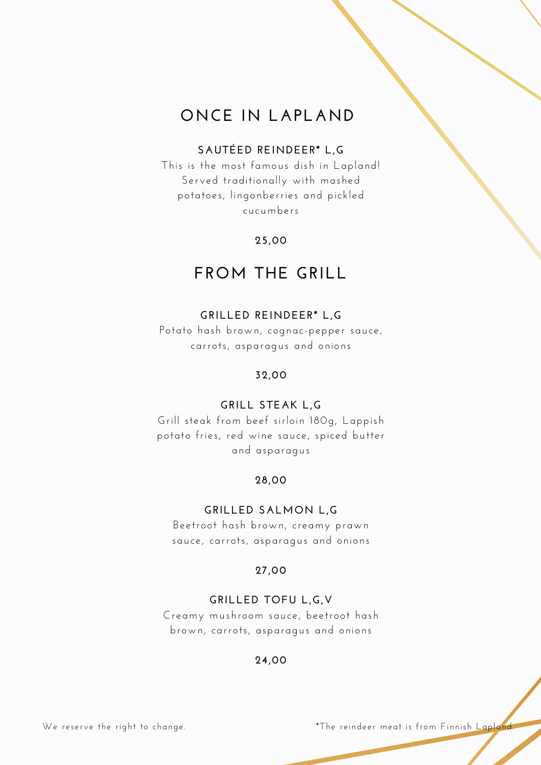# ONCE IN LAPLAND

### SAUTÉED REINDEER* L,G

This is the most famous dish in Lapland! Served traditionally with mashed potatoes, lingonberries and pickled cucumbers

**25,00**

# FROM THE GRILL

### GRILLED REINDEER* L,G

Potato hash brown, cognac-pepper sauce, carrots, asparagus and onions

**32,00**

### GRILL STEAK L,G

Grill steak from beef sirloin 180g, Lappish potato fries, red wine sauce, spiced butter and asparagus

**28,00**

### GRILLED SALMON L,G

Beetroot hash brown, creamy prawn sauce, carrots, asparagus and onions

**27,00**

### GRILLED TOFU L,G,V

Creamy mushroom sauce, beetroot hash brown, carrots, asparagus and onions

**24,00**

We reserve the right to change.

*The reindeer meat is from Finnish Lapland.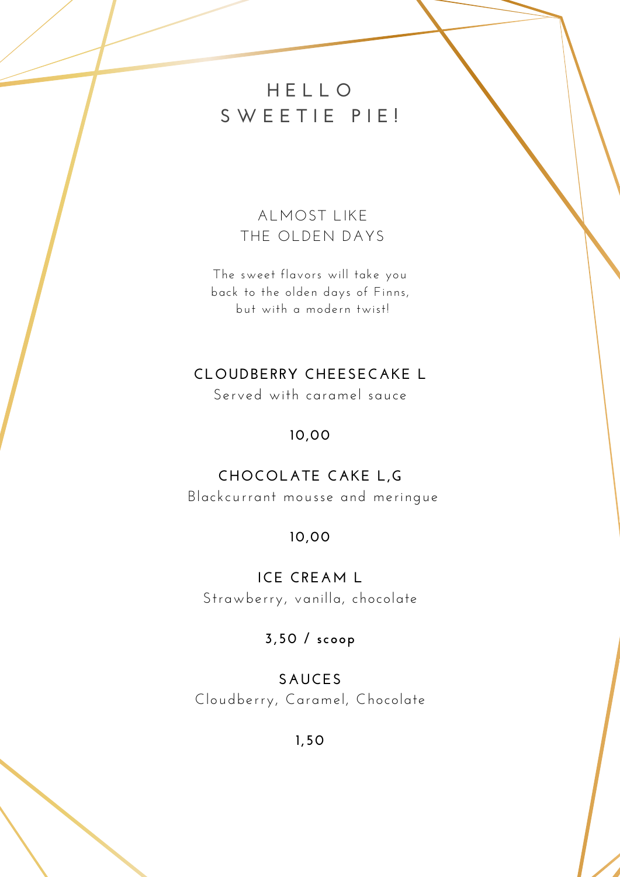# HELLO SWEETIE PIE!

## ALMOST LIKE THE OLDEN DAYS

The sweet flavors will take you back to the olden days of Finns, but with a modern twist!

### CLOUDBERRY CHEESECAKE L

Served with caramel sauce

**10,00**

### CHOCOLATE CAKE L,G

Blackcurrant mousse and meringue

**10,00**

### ICE CREAM L

Strawberry, vanilla, chocolate

**3,50 / scoop**

### SAUCES

Cloudberry, Caramel, Chocolate

**1,50**